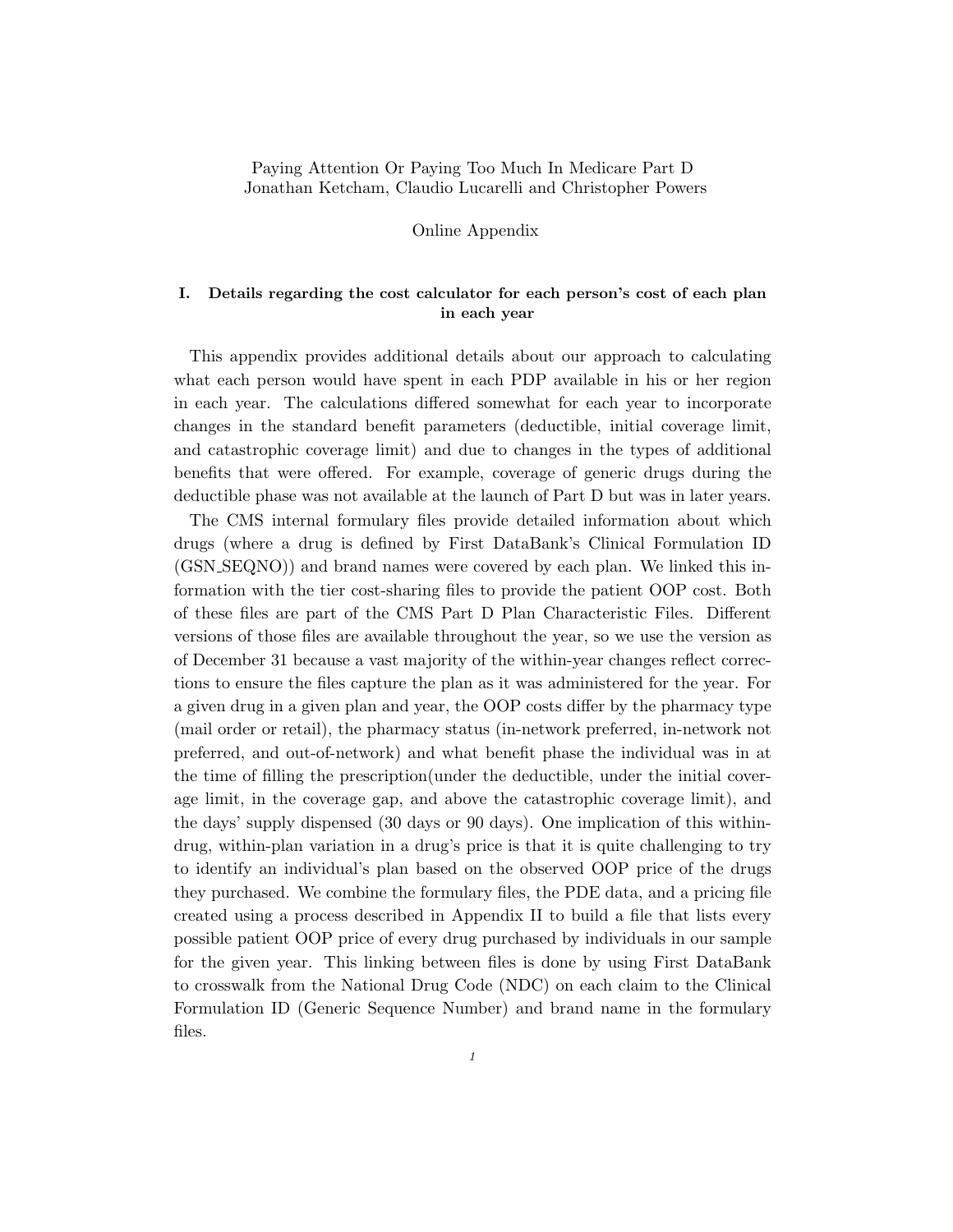Paying Attention Or Paying Too Much In Medicare Part D
Jonathan Ketcham, Claudio Lucarelli and Christopher Powers

Online Appendix

## I. Details regarding the cost calculator for each person's cost of each plan in each year

This appendix provides additional details about our approach to calculating what each person would have spent in each PDP available in his or her region in each year. The calculations differed somewhat for each year to incorporate changes in the standard benefit parameters (deductible, initial coverage limit, and catastrophic coverage limit) and due to changes in the types of additional benefits that were offered. For example, coverage of generic drugs during the deductible phase was not available at the launch of Part D but was in later years.

The CMS internal formulary files provide detailed information about which drugs (where a drug is defined by First DataBank's Clinical Formulation ID (GSN_SEQNO)) and brand names were covered by each plan. We linked this information with the tier cost-sharing files to provide the patient OOP cost. Both of these files are part of the CMS Part D Plan Characteristic Files. Different versions of those files are available throughout the year, so we use the version as of December 31 because a vast majority of the within-year changes reflect corrections to ensure the files capture the plan as it was administered for the year. For a given drug in a given plan and year, the OOP costs differ by the pharmacy type (mail order or retail), the pharmacy status (in-network preferred, in-network not preferred, and out-of-network) and what benefit phase the individual was in at the time of filling the prescription(under the deductible, under the initial coverage limit, in the coverage gap, and above the catastrophic coverage limit), and the days' supply dispensed (30 days or 90 days). One implication of this within-drug, within-plan variation in a drug's price is that it is quite challenging to try to identify an individual's plan based on the observed OOP price of the drugs they purchased. We combine the formulary files, the PDE data, and a pricing file created using a process described in Appendix II to build a file that lists every possible patient OOP price of every drug purchased by individuals in our sample for the given year. This linking between files is done by using First DataBank to crosswalk from the National Drug Code (NDC) on each claim to the Clinical Formulation ID (Generic Sequence Number) and brand name in the formulary files.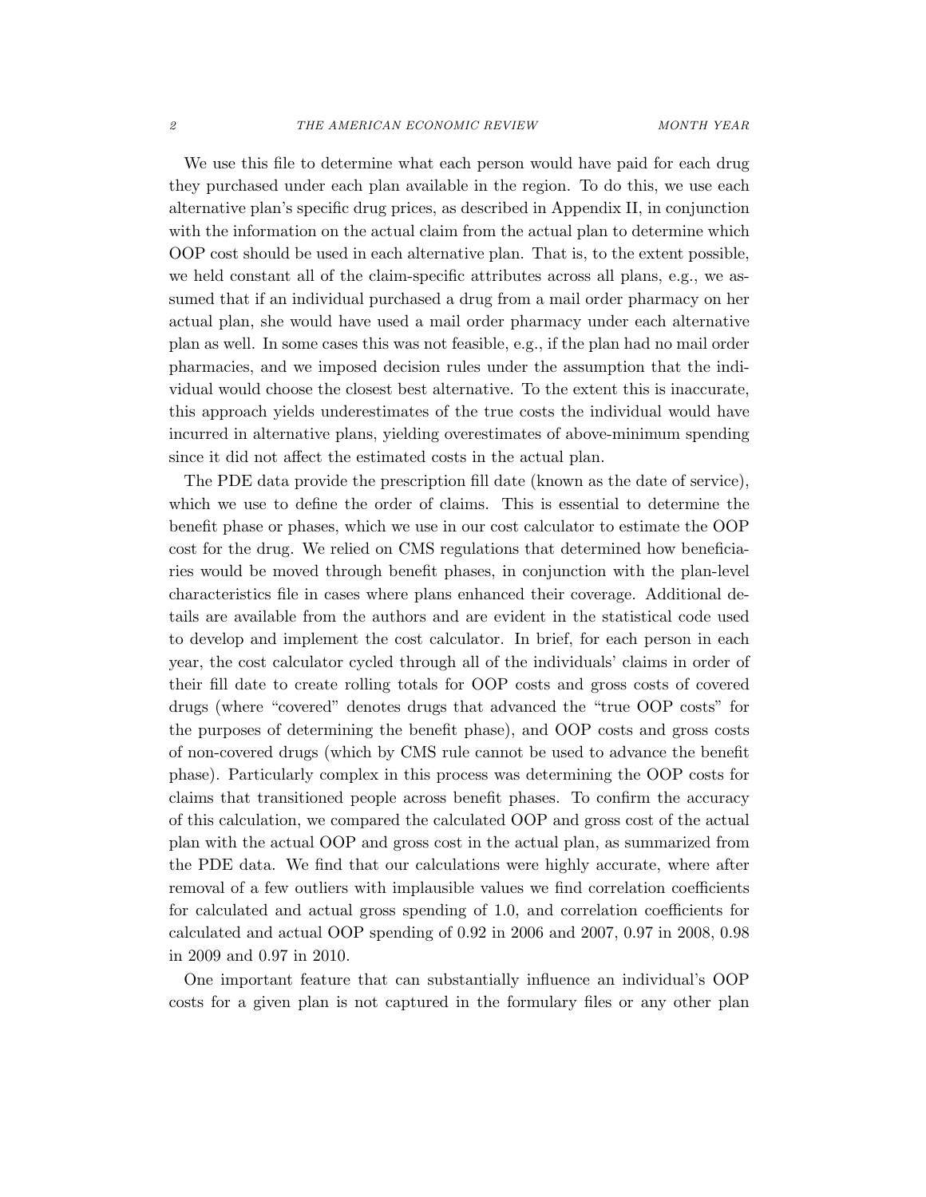We use this file to determine what each person would have paid for each drug they purchased under each plan available in the region. To do this, we use each alternative plan's specific drug prices, as described in Appendix II, in conjunction with the information on the actual claim from the actual plan to determine which OOP cost should be used in each alternative plan. That is, to the extent possible, we held constant all of the claim-specific attributes across all plans, e.g., we assumed that if an individual purchased a drug from a mail order pharmacy on her actual plan, she would have used a mail order pharmacy under each alternative plan as well. In some cases this was not feasible, e.g., if the plan had no mail order pharmacies, and we imposed decision rules under the assumption that the individual would choose the closest best alternative. To the extent this is inaccurate, this approach yields underestimates of the true costs the individual would have incurred in alternative plans, yielding overestimates of above-minimum spending since it did not affect the estimated costs in the actual plan.

The PDE data provide the prescription fill date (known as the date of service), which we use to define the order of claims. This is essential to determine the benefit phase or phases, which we use in our cost calculator to estimate the OOP cost for the drug. We relied on CMS regulations that determined how beneficiaries would be moved through benefit phases, in conjunction with the plan-level characteristics file in cases where plans enhanced their coverage. Additional details are available from the authors and are evident in the statistical code used to develop and implement the cost calculator. In brief, for each person in each year, the cost calculator cycled through all of the individuals' claims in order of their fill date to create rolling totals for OOP costs and gross costs of covered drugs (where "covered" denotes drugs that advanced the "true OOP costs" for the purposes of determining the benefit phase), and OOP costs and gross costs of non-covered drugs (which by CMS rule cannot be used to advance the benefit phase). Particularly complex in this process was determining the OOP costs for claims that transitioned people across benefit phases. To confirm the accuracy of this calculation, we compared the calculated OOP and gross cost of the actual plan with the actual OOP and gross cost in the actual plan, as summarized from the PDE data. We find that our calculations were highly accurate, where after removal of a few outliers with implausible values we find correlation coefficients for calculated and actual gross spending of 1.0, and correlation coefficients for calculated and actual OOP spending of 0.92 in 2006 and 2007, 0.97 in 2008, 0.98 in 2009 and 0.97 in 2010.

One important feature that can substantially influence an individual's OOP costs for a given plan is not captured in the formulary files or any other plan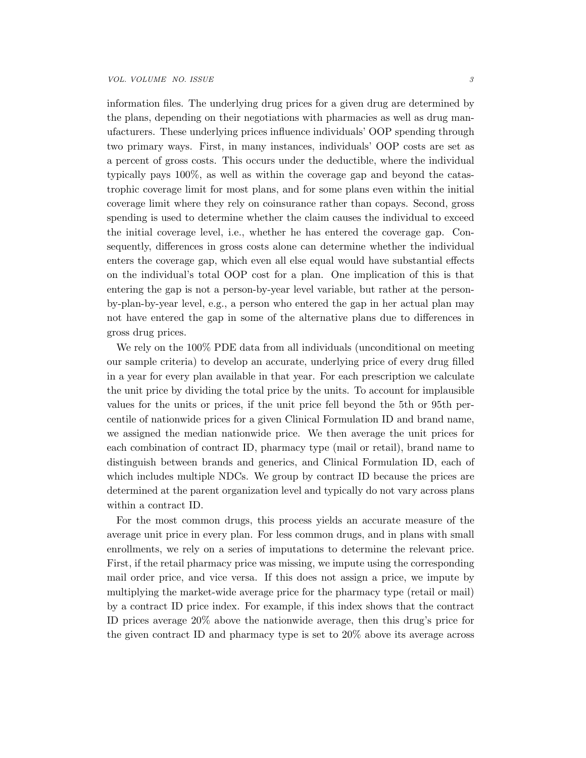information files. The underlying drug prices for a given drug are determined by the plans, depending on their negotiations with pharmacies as well as drug manufacturers. These underlying prices influence individuals' OOP spending through two primary ways. First, in many instances, individuals' OOP costs are set as a percent of gross costs. This occurs under the deductible, where the individual typically pays 100%, as well as within the coverage gap and beyond the catastrophic coverage limit for most plans, and for some plans even within the initial coverage limit where they rely on coinsurance rather than copays. Second, gross spending is used to determine whether the claim causes the individual to exceed the initial coverage level, i.e., whether he has entered the coverage gap. Consequently, differences in gross costs alone can determine whether the individual enters the coverage gap, which even all else equal would have substantial effects on the individual's total OOP cost for a plan. One implication of this is that entering the gap is not a person-by-year level variable, but rather at the person-by-plan-by-year level, e.g., a person who entered the gap in her actual plan may not have entered the gap in some of the alternative plans due to differences in gross drug prices.

We rely on the 100% PDE data from all individuals (unconditional on meeting our sample criteria) to develop an accurate, underlying price of every drug filled in a year for every plan available in that year. For each prescription we calculate the unit price by dividing the total price by the units. To account for implausible values for the units or prices, if the unit price fell beyond the 5th or 95th percentile of nationwide prices for a given Clinical Formulation ID and brand name, we assigned the median nationwide price. We then average the unit prices for each combination of contract ID, pharmacy type (mail or retail), brand name to distinguish between brands and generics, and Clinical Formulation ID, each of which includes multiple NDCs. We group by contract ID because the prices are determined at the parent organization level and typically do not vary across plans within a contract ID.

For the most common drugs, this process yields an accurate measure of the average unit price in every plan. For less common drugs, and in plans with small enrollments, we rely on a series of imputations to determine the relevant price. First, if the retail pharmacy price was missing, we impute using the corresponding mail order price, and vice versa. If this does not assign a price, we impute by multiplying the market-wide average price for the pharmacy type (retail or mail) by a contract ID price index. For example, if this index shows that the contract ID prices average 20% above the nationwide average, then this drug's price for the given contract ID and pharmacy type is set to 20% above its average across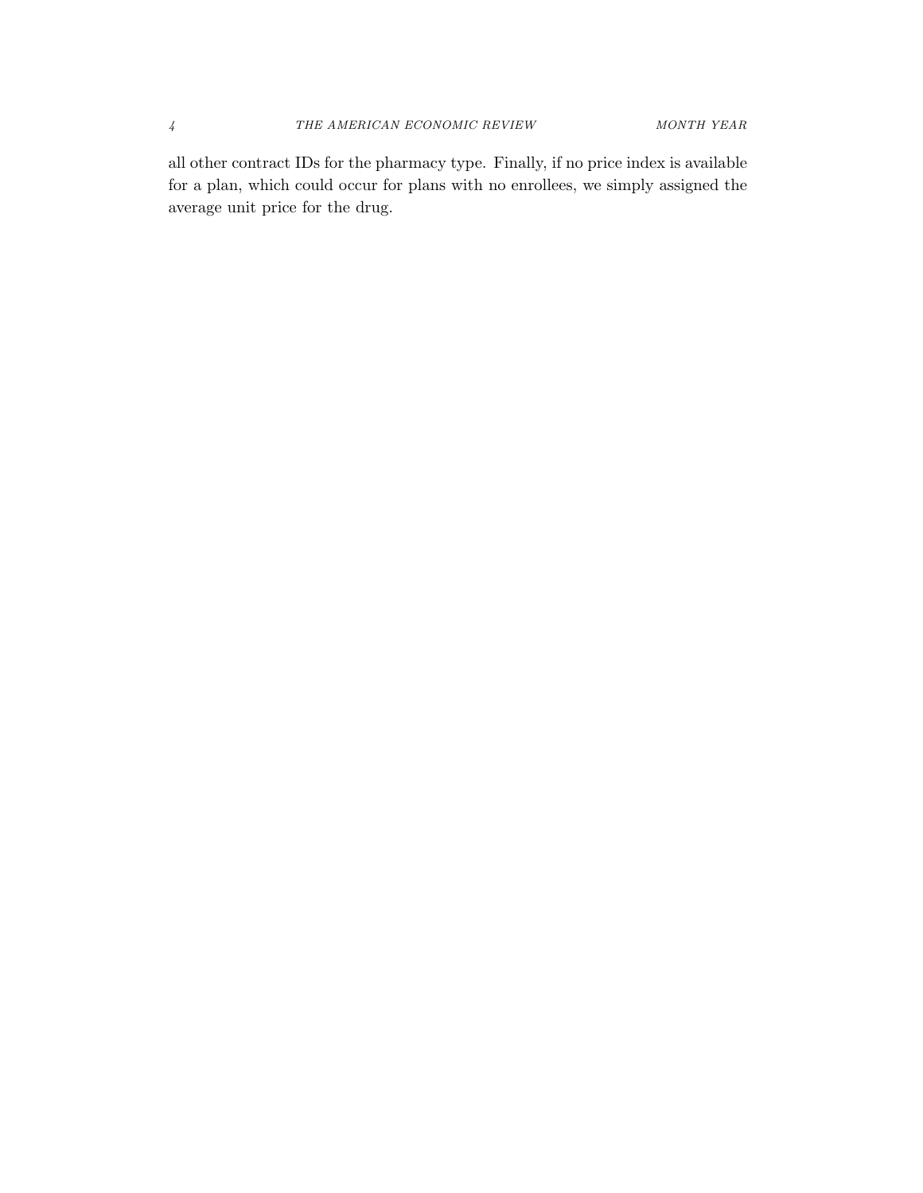all other contract IDs for the pharmacy type. Finally, if no price index is available for a plan, which could occur for plans with no enrollees, we simply assigned the average unit price for the drug.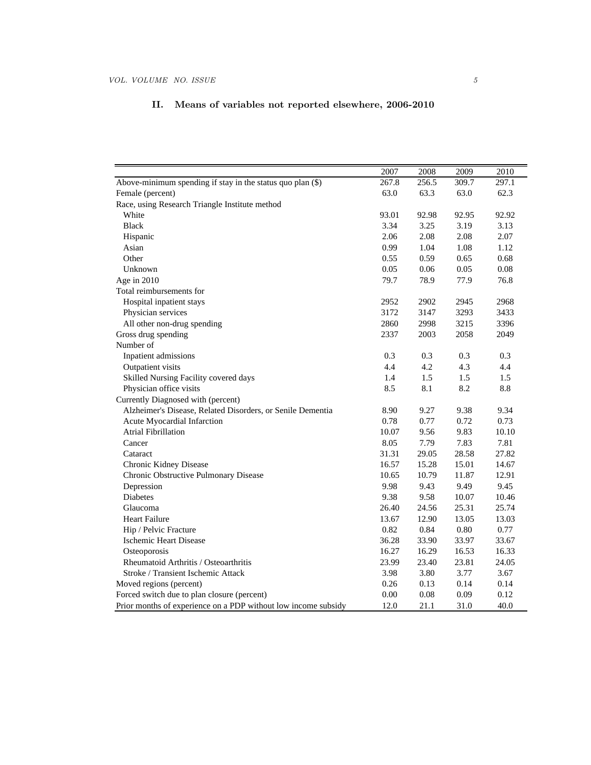## II. Means of variables not reported elsewhere, 2006-2010

| | 2007 | 2008 | 2009 | 2010 |
|---|---|---|---|---|
| Above-minimum spending if stay in the status quo plan ($) | 267.8 | 256.5 | 309.7 | 297.1 |
| Female (percent) | 63.0 | 63.3 | 63.0 | 62.3 |
| Race, using Research Triangle Institute method | | | | |
| White | 93.01 | 92.98 | 92.95 | 92.92 |
| Black | 3.34 | 3.25 | 3.19 | 3.13 |
| Hispanic | 2.06 | 2.08 | 2.08 | 2.07 |
| Asian | 0.99 | 1.04 | 1.08 | 1.12 |
| Other | 0.55 | 0.59 | 0.65 | 0.68 |
| Unknown | 0.05 | 0.06 | 0.05 | 0.08 |
| Age in 2010 | 79.7 | 78.9 | 77.9 | 76.8 |
| Total reimbursements for | | | | |
| Hospital inpatient stays | 2952 | 2902 | 2945 | 2968 |
| Physician services | 3172 | 3147 | 3293 | 3433 |
| All other non-drug spending | 2860 | 2998 | 3215 | 3396 |
| Gross drug spending | 2337 | 2003 | 2058 | 2049 |
| Number of | | | | |
| Inpatient admissions | 0.3 | 0.3 | 0.3 | 0.3 |
| Outpatient visits | 4.4 | 4.2 | 4.3 | 4.4 |
| Skilled Nursing Facility covered days | 1.4 | 1.5 | 1.5 | 1.5 |
| Physician office visits | 8.5 | 8.1 | 8.2 | 8.8 |
| Currently Diagnosed with (percent) | | | | |
| Alzheimer's Disease, Related Disorders, or Senile Dementia | 8.90 | 9.27 | 9.38 | 9.34 |
| Acute Myocardial Infarction | 0.78 | 0.77 | 0.72 | 0.73 |
| Atrial Fibrillation | 10.07 | 9.56 | 9.83 | 10.10 |
| Cancer | 8.05 | 7.79 | 7.83 | 7.81 |
| Cataract | 31.31 | 29.05 | 28.58 | 27.82 |
| Chronic Kidney Disease | 16.57 | 15.28 | 15.01 | 14.67 |
| Chronic Obstructive Pulmonary Disease | 10.65 | 10.79 | 11.87 | 12.91 |
| Depression | 9.98 | 9.43 | 9.49 | 9.45 |
| Diabetes | 9.38 | 9.58 | 10.07 | 10.46 |
| Glaucoma | 26.40 | 24.56 | 25.31 | 25.74 |
| Heart Failure | 13.67 | 12.90 | 13.05 | 13.03 |
| Hip / Pelvic Fracture | 0.82 | 0.84 | 0.80 | 0.77 |
| Ischemic Heart Disease | 36.28 | 33.90 | 33.97 | 33.67 |
| Osteoporosis | 16.27 | 16.29 | 16.53 | 16.33 |
| Rheumatoid Arthritis / Osteoarthritis | 23.99 | 23.40 | 23.81 | 24.05 |
| Stroke / Transient Ischemic Attack | 3.98 | 3.80 | 3.77 | 3.67 |
| Moved regions (percent) | 0.26 | 0.13 | 0.14 | 0.14 |
| Forced switch due to plan closure (percent) | 0.00 | 0.08 | 0.09 | 0.12 |
| Prior months of experience on a PDP without low income subsidy | 12.0 | 21.1 | 31.0 | 40.0 |